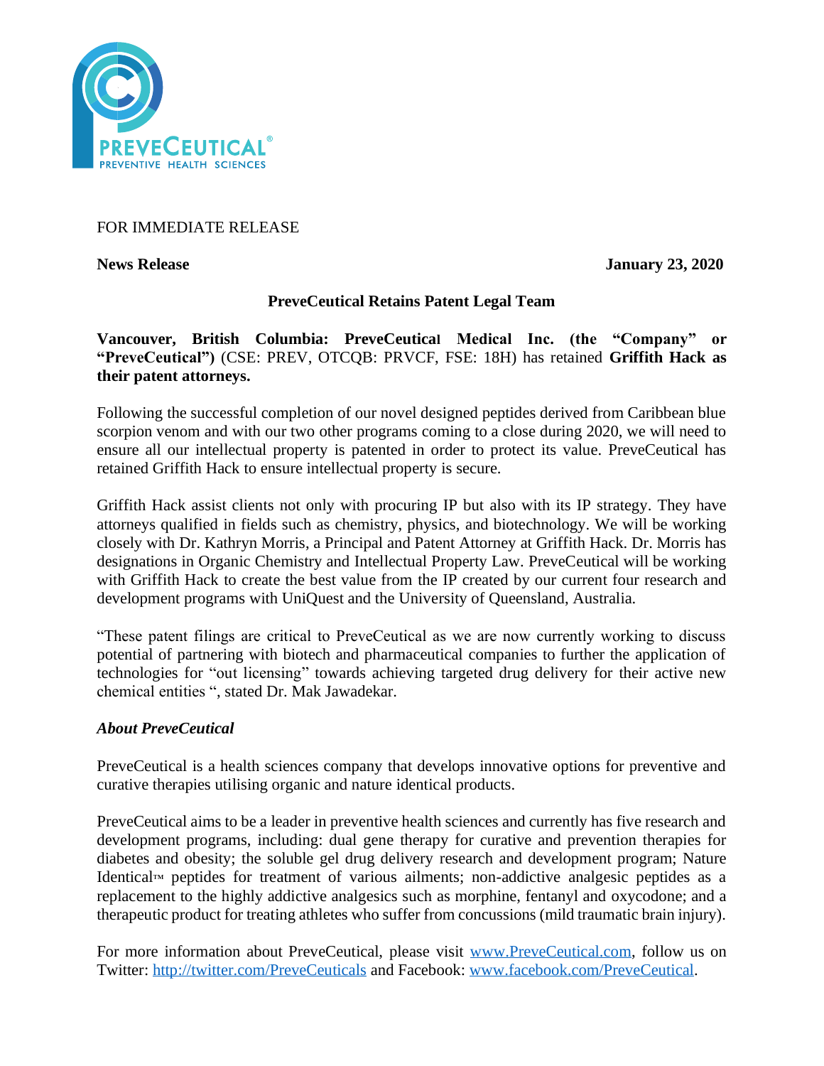FOR IMMEDIATE RELEASE

**News Release** **January 23, 2020**

## PreveCeutical Retains Patent Legal Team

**Vancouver, British Columbia: PreveCeutical Medical Inc. (the "Company" or "PreveCeutical")** (CSE: PREV, OTCQB: PRVCF, FSE: 18H) has retained **Griffith Hack as their patent attorneys.**

Following the successful completion of our novel designed peptides derived from Caribbean blue scorpion venom and with our two other programs coming to a close during 2020, we will need to ensure all our intellectual property is patented in order to protect its value. PreveCeutical has retained Griffith Hack to ensure intellectual property is secure.

Griffith Hack assist clients not only with procuring IP but also with its IP strategy. They have attorneys qualified in fields such as chemistry, physics, and biotechnology. We will be working closely with Dr. Kathryn Morris, a Principal and Patent Attorney at Griffith Hack. Dr. Morris has designations in Organic Chemistry and Intellectual Property Law. PreveCeutical will be working with Griffith Hack to create the best value from the IP created by our current four research and development programs with UniQuest and the University of Queensland, Australia.

"These patent filings are critical to PreveCeutical as we are now currently working to discuss potential of partnering with biotech and pharmaceutical companies to further the application of technologies for "out licensing" towards achieving targeted drug delivery for their active new chemical entities ", stated Dr. Mak Jawadekar.

### *About PreveCeutical*

PreveCeutical is a health sciences company that develops innovative options for preventive and curative therapies utilising organic and nature identical products.

PreveCeutical aims to be a leader in preventive health sciences and currently has five research and development programs, including: dual gene therapy for curative and prevention therapies for diabetes and obesity; the soluble gel drug delivery research and development program; Nature Identical™ peptides for treatment of various ailments; non-addictive analgesic peptides as a replacement to the highly addictive analgesics such as morphine, fentanyl and oxycodone; and a therapeutic product for treating athletes who suffer from concussions (mild traumatic brain injury).

For more information about PreveCeutical, please visit www.PreveCeutical.com, follow us on Twitter: http://twitter.com/PreveCeuticals and Facebook: www.facebook.com/PreveCeutical.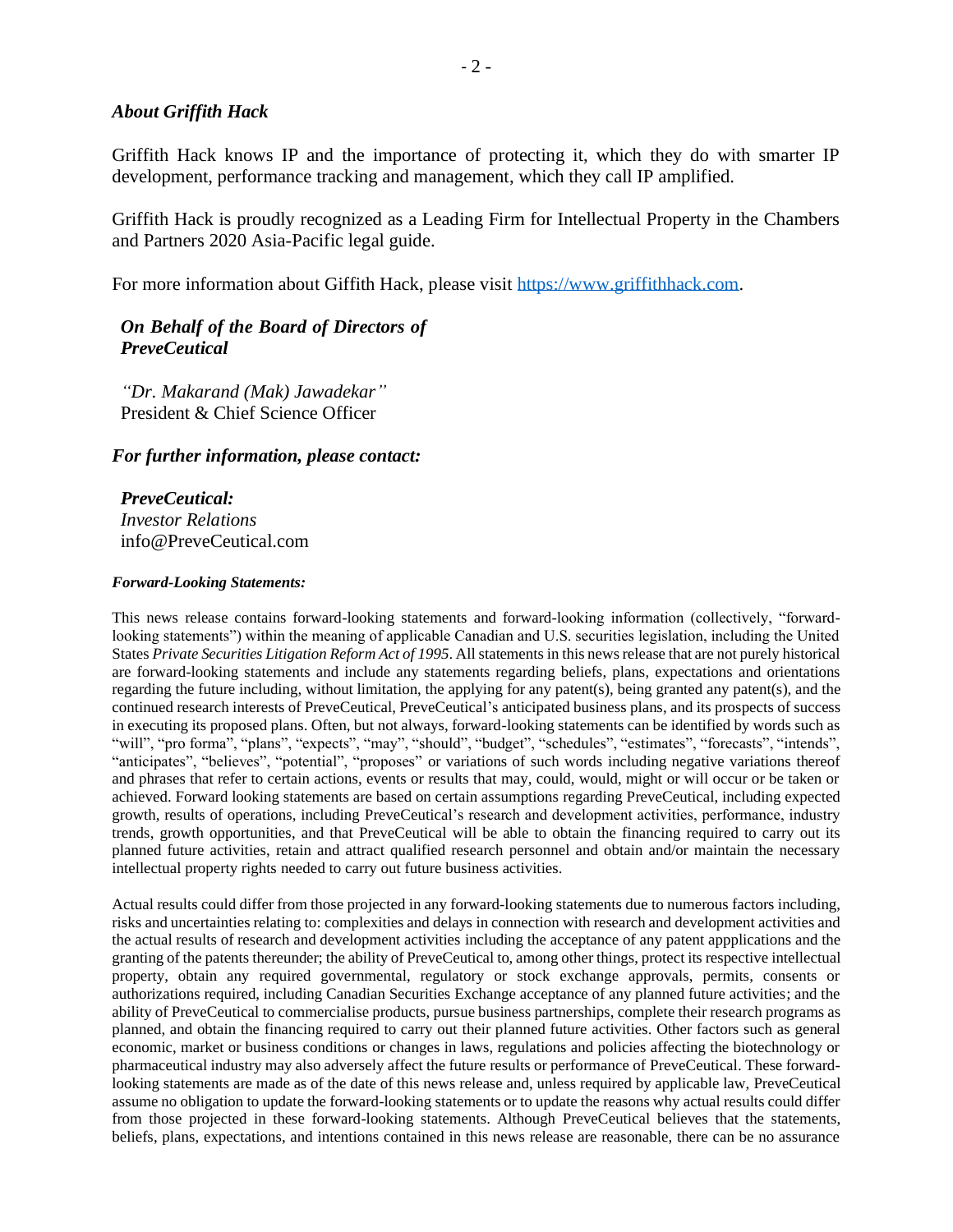### *About Griffith Hack*

Griffith Hack knows IP and the importance of protecting it, which they do with smarter IP development, performance tracking and management, which they call IP amplified.

Griffith Hack is proudly recognized as a Leading Firm for Intellectual Property in the Chambers and Partners 2020 Asia-Pacific legal guide.

For more information about Giffith Hack, please visit [https://www.griffithhack.com](https://www.griffithhack.com).

***On Behalf of the Board of Directors of PreveCeutical***

*"Dr. Makarand (Mak) Jawadekar"*
President & Chief Science Officer

***For further information, please contact:***

***PreveCeutical:***
*Investor Relations*
info@PreveCeutical.com

***Forward-Looking Statements:***

This news release contains forward-looking statements and forward-looking information (collectively, "forward-looking statements") within the meaning of applicable Canadian and U.S. securities legislation, including the United States *Private Securities Litigation Reform Act of 1995*. All statements in this news release that are not purely historical are forward-looking statements and include any statements regarding beliefs, plans, expectations and orientations regarding the future including, without limitation, the applying for any patent(s), being granted any patent(s), and the continued research interests of PreveCeutical, PreveCeutical's anticipated business plans, and its prospects of success in executing its proposed plans. Often, but not always, forward-looking statements can be identified by words such as "will", "pro forma", "plans", "expects", "may", "should", "budget", "schedules", "estimates", "forecasts", "intends", "anticipates", "believes", "potential", "proposes" or variations of such words including negative variations thereof and phrases that refer to certain actions, events or results that may, could, would, might or will occur or be taken or achieved. Forward looking statements are based on certain assumptions regarding PreveCeutical, including expected growth, results of operations, including PreveCeutical's research and development activities, performance, industry trends, growth opportunities, and that PreveCeutical will be able to obtain the financing required to carry out its planned future activities, retain and attract qualified research personnel and obtain and/or maintain the necessary intellectual property rights needed to carry out future business activities.

Actual results could differ from those projected in any forward-looking statements due to numerous factors including, risks and uncertainties relating to: complexities and delays in connection with research and development activities and the actual results of research and development activities including the acceptance of any patent appplications and the granting of the patents thereunder; the ability of PreveCeutical to, among other things, protect its respective intellectual property, obtain any required governmental, regulatory or stock exchange approvals, permits, consents or authorizations required, including Canadian Securities Exchange acceptance of any planned future activities; and the ability of PreveCeutical to commercialise products, pursue business partnerships, complete their research programs as planned, and obtain the financing required to carry out their planned future activities. Other factors such as general economic, market or business conditions or changes in laws, regulations and policies affecting the biotechnology or pharmaceutical industry may also adversely affect the future results or performance of PreveCeutical. These forward-looking statements are made as of the date of this news release and, unless required by applicable law, PreveCeutical assume no obligation to update the forward-looking statements or to update the reasons why actual results could differ from those projected in these forward-looking statements. Although PreveCeutical believes that the statements, beliefs, plans, expectations, and intentions contained in this news release are reasonable, there can be no assurance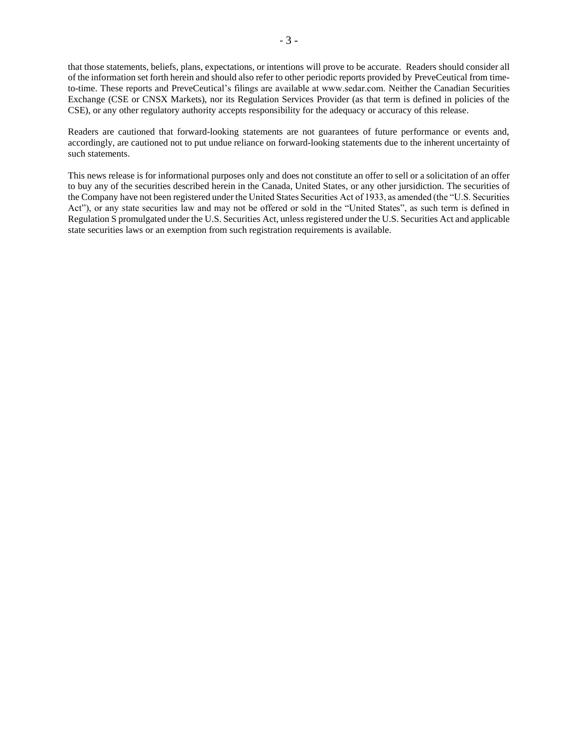that those statements, beliefs, plans, expectations, or intentions will prove to be accurate. Readers should consider all of the information set forth herein and should also refer to other periodic reports provided by PreveCeutical from time-to-time. These reports and PreveCeutical's filings are available at www.sedar.com. Neither the Canadian Securities Exchange (CSE or CNSX Markets), nor its Regulation Services Provider (as that term is defined in policies of the CSE), or any other regulatory authority accepts responsibility for the adequacy or accuracy of this release.

Readers are cautioned that forward-looking statements are not guarantees of future performance or events and, accordingly, are cautioned not to put undue reliance on forward-looking statements due to the inherent uncertainty of such statements.

This news release is for informational purposes only and does not constitute an offer to sell or a solicitation of an offer to buy any of the securities described herein in the Canada, United States, or any other jursidiction. The securities of the Company have not been registered under the United States Securities Act of 1933, as amended (the "U.S. Securities Act"), or any state securities law and may not be offered or sold in the "United States", as such term is defined in Regulation S promulgated under the U.S. Securities Act, unless registered under the U.S. Securities Act and applicable state securities laws or an exemption from such registration requirements is available.